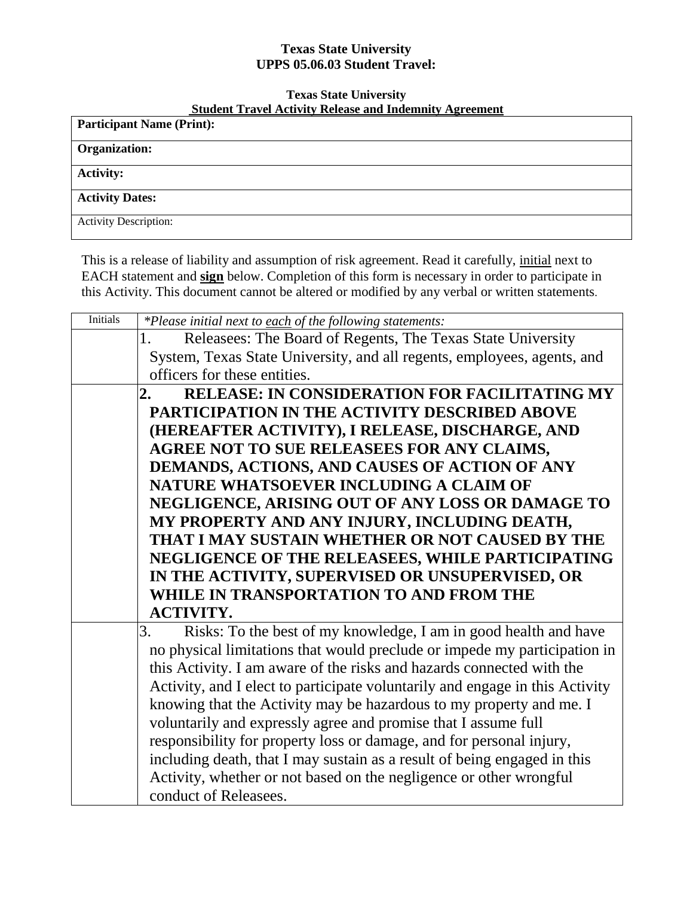**Texas State University**
**UPPS 05.06.03 Student Travel:**

**Texas State University**
**Student Travel Activity Release and Indemnity Agreement**

| **Participant Name (Print):** |
|---|
| **Organization:** |
| **Activity:** |
| **Activity Dates:** |
| Activity Description: |

This is a release of liability and assumption of risk agreement. Read it carefully, initial next to EACH statement and **sign** below. Completion of this form is necessary in order to participate in this Activity. This document cannot be altered or modified by any verbal or written statements.

| Initials | *Please initial next to each of the following statements: |
|---|---|
| | 1. Releasees: The Board of Regents, The Texas State University System, Texas State University, and all regents, employees, agents, and officers for these entities. |
| | **2. RELEASE: IN CONSIDERATION FOR FACILITATING MY PARTICIPATION IN THE ACTIVITY DESCRIBED ABOVE (HEREAFTER ACTIVITY), I RELEASE, DISCHARGE, AND AGREE NOT TO SUE RELEASEES FOR ANY CLAIMS, DEMANDS, ACTIONS, AND CAUSES OF ACTION OF ANY NATURE WHATSOEVER INCLUDING A CLAIM OF NEGLIGENCE, ARISING OUT OF ANY LOSS OR DAMAGE TO MY PROPERTY AND ANY INJURY, INCLUDING DEATH, THAT I MAY SUSTAIN WHETHER OR NOT CAUSED BY THE NEGLIGENCE OF THE RELEASEES, WHILE PARTICIPATING IN THE ACTIVITY, SUPERVISED OR UNSUPERVISED, OR WHILE IN TRANSPORTATION TO AND FROM THE ACTIVITY.** |
| | 3. Risks: To the best of my knowledge, I am in good health and have no physical limitations that would preclude or impede my participation in this Activity. I am aware of the risks and hazards connected with the Activity, and I elect to participate voluntarily and engage in this Activity knowing that the Activity may be hazardous to my property and me. I voluntarily and expressly agree and promise that I assume full responsibility for property loss or damage, and for personal injury, including death, that I may sustain as a result of being engaged in this Activity, whether or not based on the negligence or other wrongful conduct of Releasees. |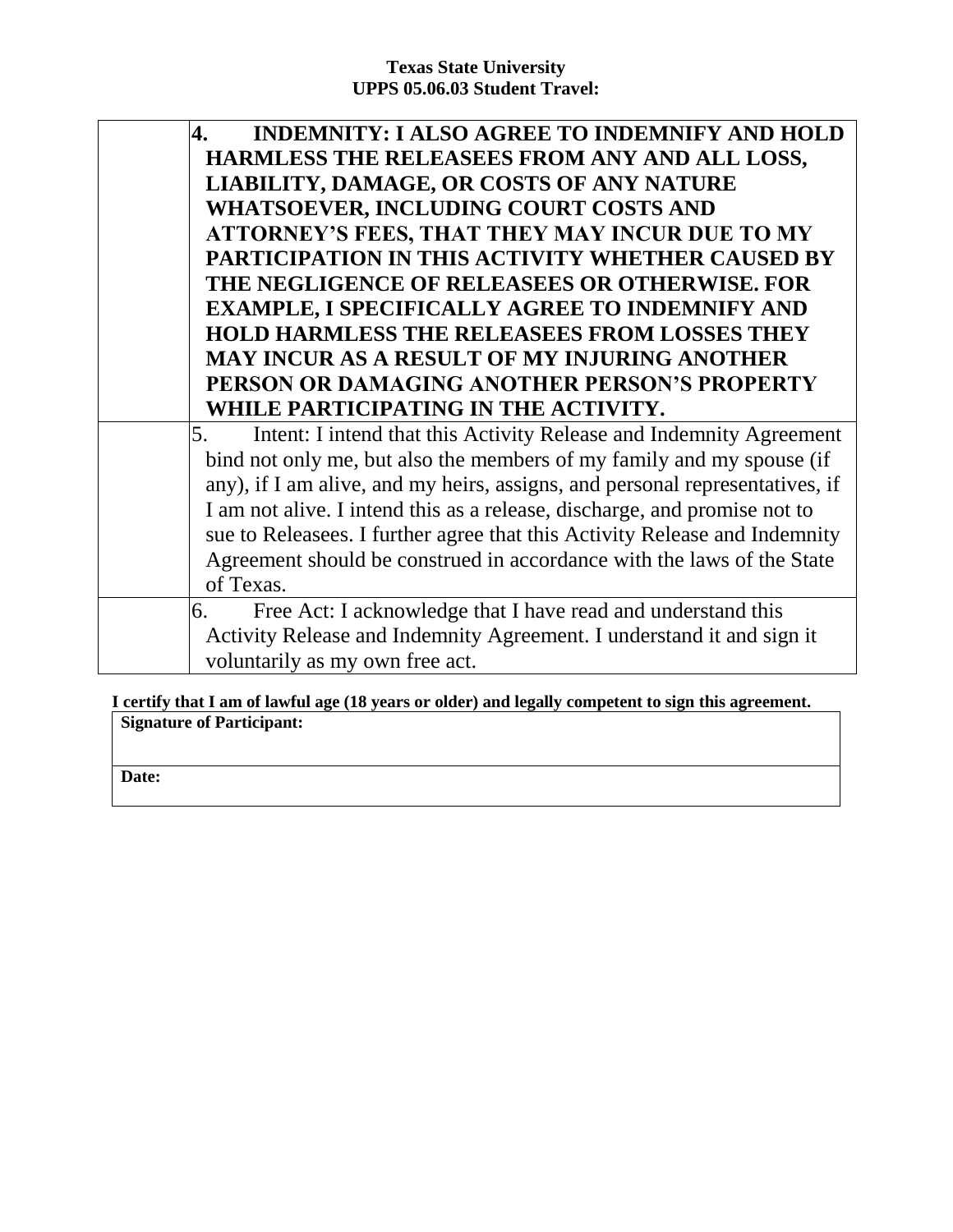| | |
|---|---|
| | **4. INDEMNITY: I ALSO AGREE TO INDEMNIFY AND HOLD HARMLESS THE RELEASEES FROM ANY AND ALL LOSS, LIABILITY, DAMAGE, OR COSTS OF ANY NATURE WHATSOEVER, INCLUDING COURT COSTS AND ATTORNEY'S FEES, THAT THEY MAY INCUR DUE TO MY PARTICIPATION IN THIS ACTIVITY WHETHER CAUSED BY THE NEGLIGENCE OF RELEASEES OR OTHERWISE. FOR EXAMPLE, I SPECIFICALLY AGREE TO INDEMNIFY AND HOLD HARMLESS THE RELEASEES FROM LOSSES THEY MAY INCUR AS A RESULT OF MY INJURING ANOTHER PERSON OR DAMAGING ANOTHER PERSON'S PROPERTY WHILE PARTICIPATING IN THE ACTIVITY.** |
| | 5. Intent: I intend that this Activity Release and Indemnity Agreement bind not only me, but also the members of my family and my spouse (if any), if I am alive, and my heirs, assigns, and personal representatives, if I am not alive. I intend this as a release, discharge, and promise not to sue to Releasees. I further agree that this Activity Release and Indemnity Agreement should be construed in accordance with the laws of the State of Texas. |
| | 6. Free Act: I acknowledge that I have read and understand this Activity Release and Indemnity Agreement. I understand it and sign it voluntarily as my own free act. |

**I certify that I am of lawful age (18 years or older) and legally competent to sign this agreement.**

| |
|---|
| **Signature of Participant:** |
| **Date:** |